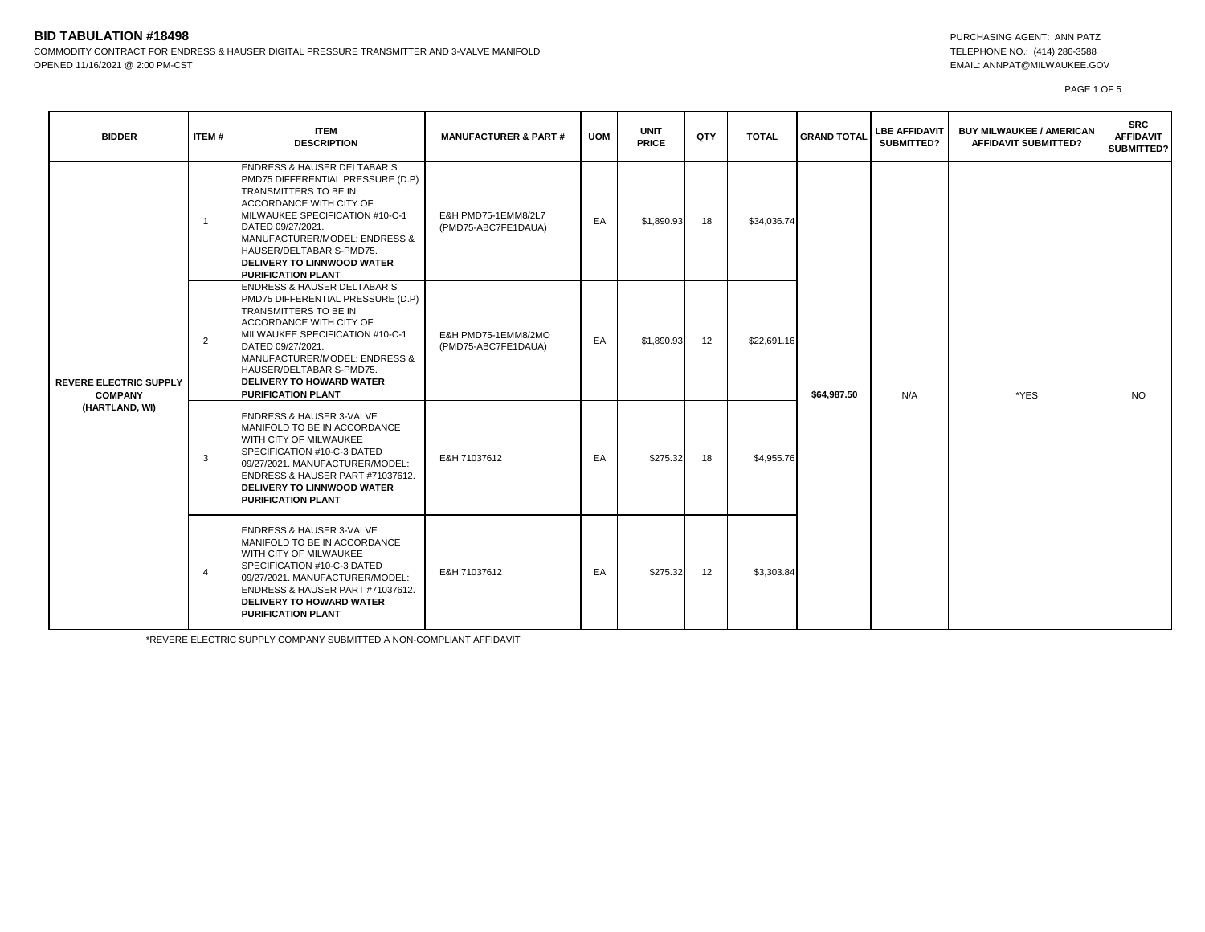# BID TABULATION #18498

COMMODITY CONTRACT FOR ENDRESS & HAUSER DIGITAL PRESSURE TRANSMITTER AND 3-VALVE MANIFOLD
OPENED 11/16/2021 @ 2:00 PM-CST

PURCHASING AGENT: ANN PATZ
TELEPHONE NO.: (414) 286-3588
EMAIL: ANNPAT@MILWAUKEE.GOV

| BIDDER | ITEM # | ITEM DESCRIPTION | MANUFACTURER & PART # | UOM | UNIT PRICE | QTY | TOTAL | GRAND TOTAL | LBE AFFIDAVIT SUBMITTED? | BUY MILWAUKEE / AMERICAN AFFIDAVIT SUBMITTED? | SRC AFFIDAVIT SUBMITTED? |
|---|---|---|---|---|---|---|---|---|---|---|---|
| REVERE ELECTRIC SUPPLY COMPANY (HARTLAND, WI) | 1 | ENDRESS & HAUSER DELTABAR S PMD75 DIFFERENTIAL PRESSURE (D.P) TRANSMITTERS TO BE IN ACCORDANCE WITH CITY OF MILWAUKEE SPECIFICATION #10-C-1 DATED 09/27/2021. MANUFACTURER/MODEL: ENDRESS & HAUSER/DELTABAR S-PMD75. **DELIVERY TO LINNWOOD WATER PURIFICATION PLANT** | E&H PMD75-1EMM8/2L7 (PMD75-ABC7FE1DAUA) | EA | $1,890.93 | 18 | $34,036.74 | $64,987.50 | N/A | *YES | NO |
| | 2 | ENDRESS & HAUSER DELTABAR S PMD75 DIFFERENTIAL PRESSURE (D.P) TRANSMITTERS TO BE IN ACCORDANCE WITH CITY OF MILWAUKEE SPECIFICATION #10-C-1 DATED 09/27/2021. MANUFACTURER/MODEL: ENDRESS & HAUSER/DELTABAR S-PMD75. **DELIVERY TO HOWARD WATER PURIFICATION PLANT** | E&H PMD75-1EMM8/2MO (PMD75-ABC7FE1DAUA) | EA | $1,890.93 | 12 | $22,691.16 | | | | |
| | 3 | ENDRESS & HAUSER 3-VALVE MANIFOLD TO BE IN ACCORDANCE WITH CITY OF MILWAUKEE SPECIFICATION #10-C-3 DATED 09/27/2021. MANUFACTURER/MODEL: ENDRESS & HAUSER PART #71037612. **DELIVERY TO LINNWOOD WATER PURIFICATION PLANT** | E&H 71037612 | EA | $275.32 | 18 | $4,955.76 | | | | |
| | 4 | ENDRESS & HAUSER 3-VALVE MANIFOLD TO BE IN ACCORDANCE WITH CITY OF MILWAUKEE SPECIFICATION #10-C-3 DATED 09/27/2021. MANUFACTURER/MODEL: ENDRESS & HAUSER PART #71037612. **DELIVERY TO HOWARD WATER PURIFICATION PLANT** | E&H 71037612 | EA | $275.32 | 12 | $3,303.84 | | | | |

*REVERE ELECTRIC SUPPLY COMPANY SUBMITTED A NON-COMPLIANT AFFIDAVIT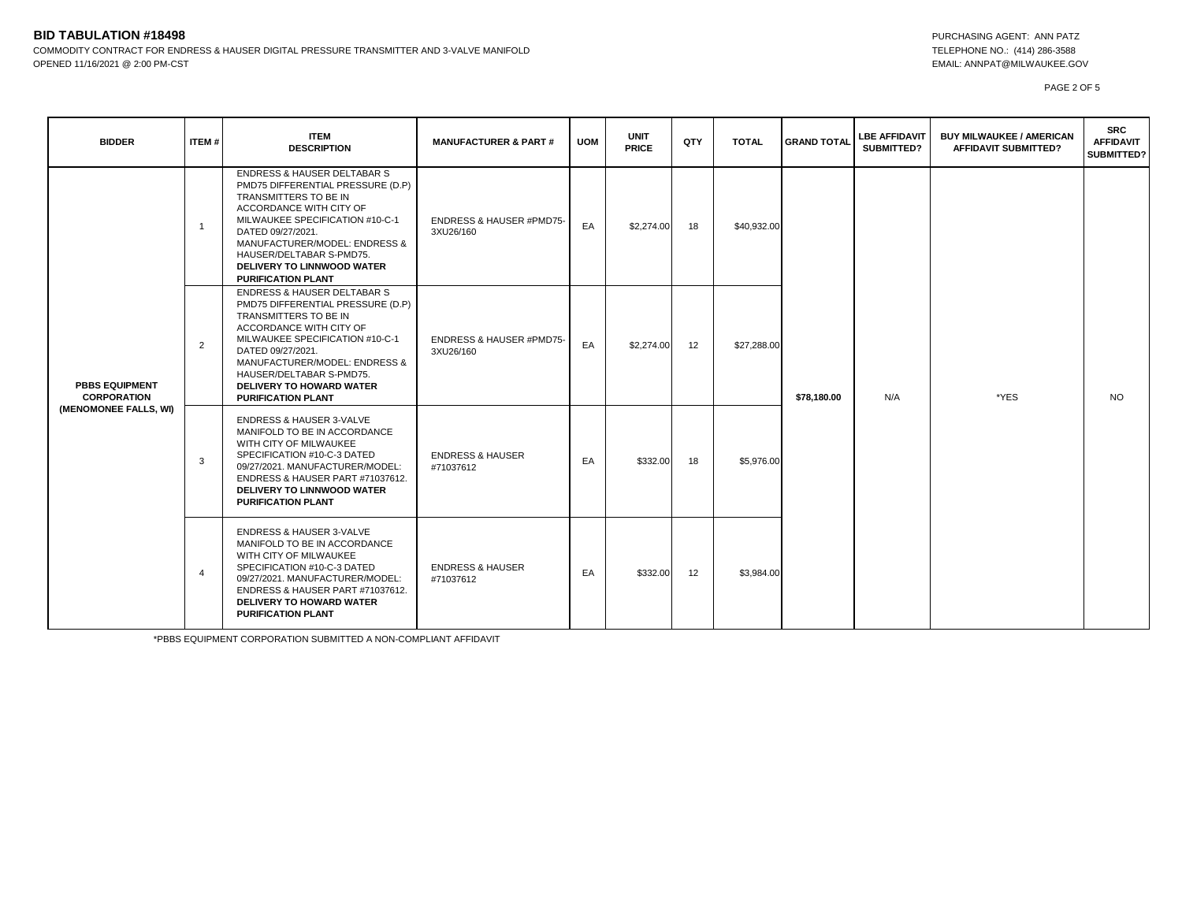**BID TABULATION #18498**

COMMODITY CONTRACT FOR ENDRESS & HAUSER DIGITAL PRESSURE TRANSMITTER AND 3-VALVE MANIFOLD
OPENED 11/16/2021 @ 2:00 PM-CST

PURCHASING AGENT: ANN PATZ
TELEPHONE NO.: (414) 286-3588
EMAIL: ANNPAT@MILWAUKEE.GOV

| BIDDER | ITEM # | ITEM DESCRIPTION | MANUFACTURER & PART # | UOM | UNIT PRICE | QTY | TOTAL | GRAND TOTAL | LBE AFFIDAVIT SUBMITTED? | BUY MILWAUKEE / AMERICAN AFFIDAVIT SUBMITTED? | SRC AFFIDAVIT SUBMITTED? |
|---|---|---|---|---|---|---|---|---|---|---|---|
| **PBBS EQUIPMENT CORPORATION (MENOMONEE FALLS, WI)** | 1 | ENDRESS & HAUSER DELTABAR S PMD75 DIFFERENTIAL PRESSURE (D.P) TRANSMITTERS TO BE IN ACCORDANCE WITH CITY OF MILWAUKEE SPECIFICATION #10-C-1 DATED 09/27/2021. MANUFACTURER/MODEL: ENDRESS & HAUSER/DELTABAR S-PMD75. **DELIVERY TO LINNWOOD WATER PURIFICATION PLANT** | ENDRESS & HAUSER #PMD75-3XU26/160 | EA | $2,274.00 | 18 | $40,932.00 | **$78,180.00** | N/A | *YES | NO |
| | 2 | ENDRESS & HAUSER DELTABAR S PMD75 DIFFERENTIAL PRESSURE (D.P) TRANSMITTERS TO BE IN ACCORDANCE WITH CITY OF MILWAUKEE SPECIFICATION #10-C-1 DATED 09/27/2021. MANUFACTURER/MODEL: ENDRESS & HAUSER/DELTABAR S-PMD75. **DELIVERY TO HOWARD WATER PURIFICATION PLANT** | ENDRESS & HAUSER #PMD75-3XU26/160 | EA | $2,274.00 | 12 | $27,288.00 | | | | |
| | 3 | ENDRESS & HAUSER 3-VALVE MANIFOLD TO BE IN ACCORDANCE WITH CITY OF MILWAUKEE SPECIFICATION #10-C-3 DATED 09/27/2021. MANUFACTURER/MODEL: ENDRESS & HAUSER PART #71037612. **DELIVERY TO LINNWOOD WATER PURIFICATION PLANT** | ENDRESS & HAUSER #71037612 | EA | $332.00 | 18 | $5,976.00 | | | | |
| | 4 | ENDRESS & HAUSER 3-VALVE MANIFOLD TO BE IN ACCORDANCE WITH CITY OF MILWAUKEE SPECIFICATION #10-C-3 DATED 09/27/2021. MANUFACTURER/MODEL: ENDRESS & HAUSER PART #71037612. **DELIVERY TO HOWARD WATER PURIFICATION PLANT** | ENDRESS & HAUSER #71037612 | EA | $332.00 | 12 | $3,984.00 | | | | |

*PBBS EQUIPMENT CORPORATION SUBMITTED A NON-COMPLIANT AFFIDAVIT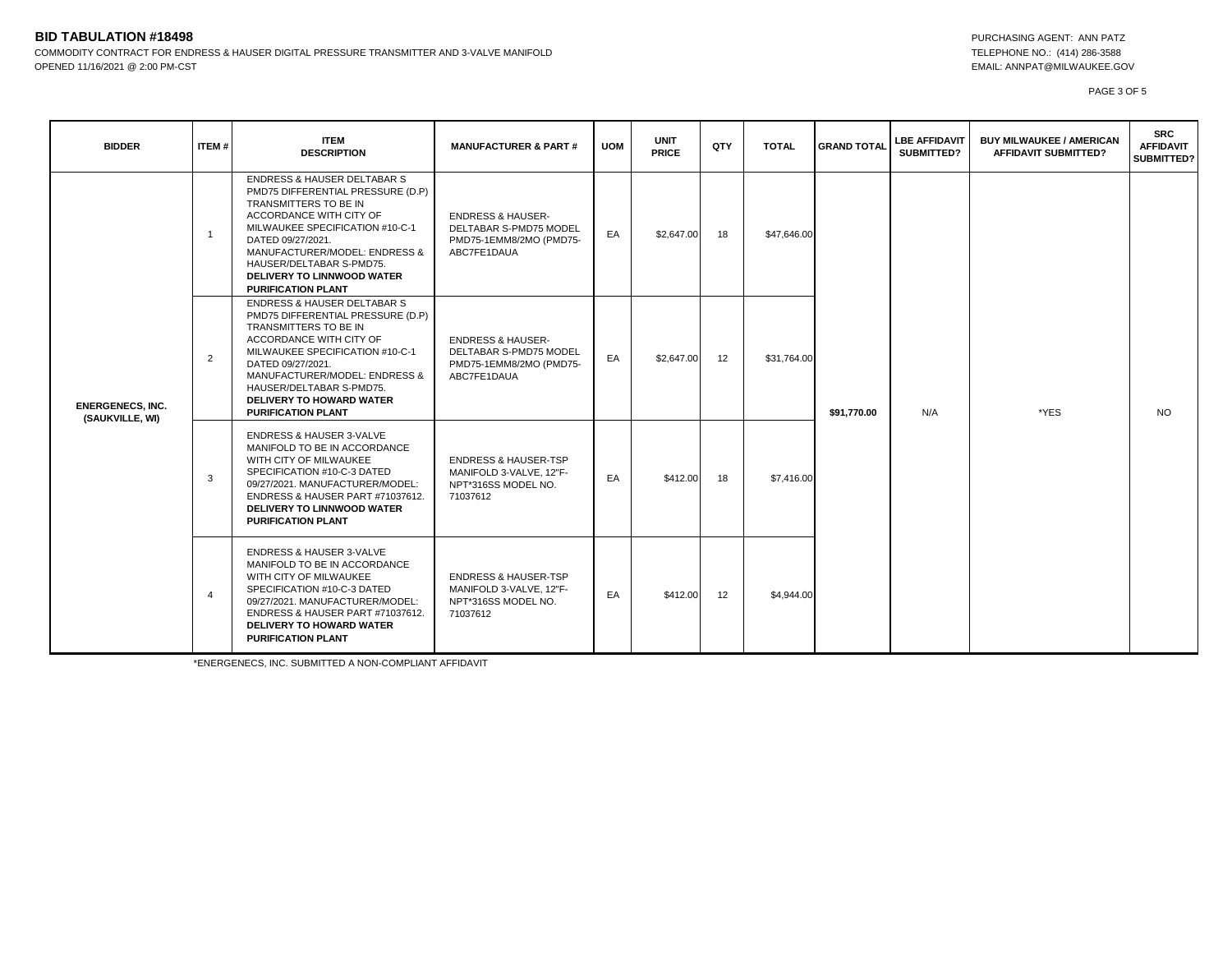**BID TABULATION #18498**

COMMODITY CONTRACT FOR ENDRESS & HAUSER DIGITAL PRESSURE TRANSMITTER AND 3-VALVE MANIFOLD
OPENED 11/16/2021 @ 2:00 PM-CST

PURCHASING AGENT: ANN PATZ
TELEPHONE NO.: (414) 286-3588
EMAIL: ANNPAT@MILWAUKEE.GOV

| BIDDER | ITEM # | ITEM DESCRIPTION | MANUFACTURER & PART # | UOM | UNIT PRICE | QTY | TOTAL | GRAND TOTAL | LBE AFFIDAVIT SUBMITTED? | BUY MILWAUKEE / AMERICAN AFFIDAVIT SUBMITTED? | SRC AFFIDAVIT SUBMITTED? |
|---|---|---|---|---|---|---|---|---|---|---|---|
| **ENERGENECS, INC. (SAUKVILLE, WI)** | 1 | ENDRESS & HAUSER DELTABAR S PMD75 DIFFERENTIAL PRESSURE (D.P) TRANSMITTERS TO BE IN ACCORDANCE WITH CITY OF MILWAUKEE SPECIFICATION #10-C-1 DATED 09/27/2021. MANUFACTURER/MODEL: ENDRESS & HAUSER/DELTABAR S-PMD75. **DELIVERY TO LINNWOOD WATER PURIFICATION PLANT** | ENDRESS & HAUSER-DELTABAR S-PMD75 MODEL PMD75-1EMM8/2MO (PMD75-ABC7FE1DAUA | EA | $2,647.00 | 18 | $47,646.00 | **$91,770.00** | N/A | *YES | NO |
| | 2 | ENDRESS & HAUSER DELTABAR S PMD75 DIFFERENTIAL PRESSURE (D.P) TRANSMITTERS TO BE IN ACCORDANCE WITH CITY OF MILWAUKEE SPECIFICATION #10-C-1 DATED 09/27/2021. MANUFACTURER/MODEL: ENDRESS & HAUSER/DELTABAR S-PMD75. **DELIVERY TO HOWARD WATER PURIFICATION PLANT** | ENDRESS & HAUSER-DELTABAR S-PMD75 MODEL PMD75-1EMM8/2MO (PMD75-ABC7FE1DAUA | EA | $2,647.00 | 12 | $31,764.00 | | | | |
| | 3 | ENDRESS & HAUSER 3-VALVE MANIFOLD TO BE IN ACCORDANCE WITH CITY OF MILWAUKEE SPECIFICATION #10-C-3 DATED 09/27/2021. MANUFACTURER/MODEL: ENDRESS & HAUSER PART #71037612. **DELIVERY TO LINNWOOD WATER PURIFICATION PLANT** | ENDRESS & HAUSER-TSP MANIFOLD 3-VALVE, 12"F-NPT*316SS MODEL NO. 71037612 | EA | $412.00 | 18 | $7,416.00 | | | | |
| | 4 | ENDRESS & HAUSER 3-VALVE MANIFOLD TO BE IN ACCORDANCE WITH CITY OF MILWAUKEE SPECIFICATION #10-C-3 DATED 09/27/2021. MANUFACTURER/MODEL: ENDRESS & HAUSER PART #71037612. **DELIVERY TO HOWARD WATER PURIFICATION PLANT** | ENDRESS & HAUSER-TSP MANIFOLD 3-VALVE, 12"F-NPT*316SS MODEL NO. 71037612 | EA | $412.00 | 12 | $4,944.00 | | | | |

*ENERGENECS, INC. SUBMITTED A NON-COMPLIANT AFFIDAVIT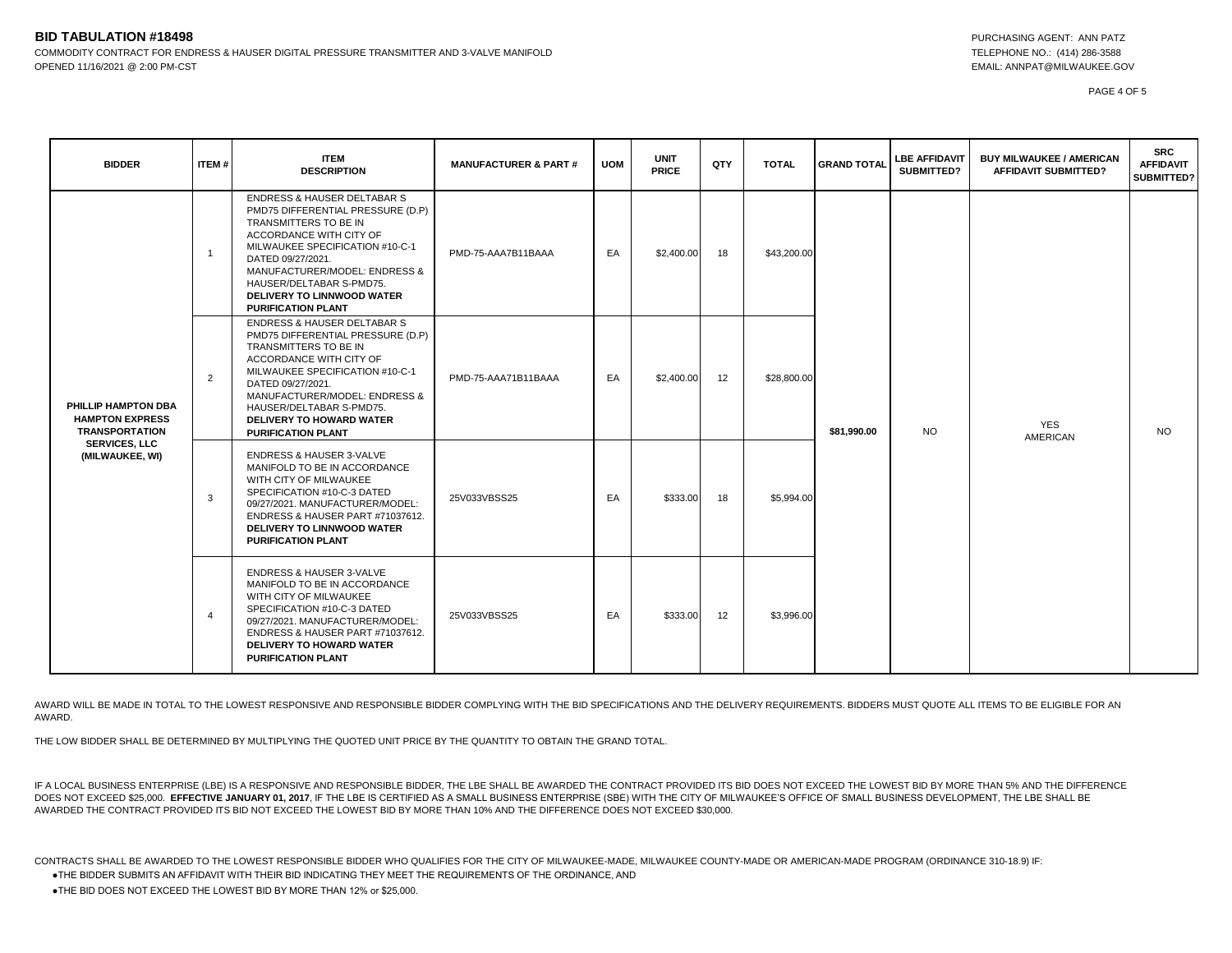# BID TABULATION #18498

COMMODITY CONTRACT FOR ENDRESS & HAUSER DIGITAL PRESSURE TRANSMITTER AND 3-VALVE MANIFOLD
OPENED 11/16/2021 @ 2:00 PM-CST

PURCHASING AGENT: ANN PATZ
TELEPHONE NO.: (414) 286-3588
EMAIL: ANNPAT@MILWAUKEE.GOV

| BIDDER | ITEM # | ITEM DESCRIPTION | MANUFACTURER & PART # | UOM | UNIT PRICE | QTY | TOTAL | GRAND TOTAL | LBE AFFIDAVIT SUBMITTED? | BUY MILWAUKEE / AMERICAN AFFIDAVIT SUBMITTED? | SRC AFFIDAVIT SUBMITTED? |
|---|---|---|---|---|---|---|---|---|---|---|---|
| PHILLIP HAMPTON DBA HAMPTON EXPRESS TRANSPORTATION SERVICES, LLC (MILWAUKEE, WI) | 1 | ENDRESS & HAUSER DELTABAR S PMD75 DIFFERENTIAL PRESSURE (D.P) TRANSMITTERS TO BE IN ACCORDANCE WITH CITY OF MILWAUKEE SPECIFICATION #10-C-1 DATED 09/27/2021. MANUFACTURER/MODEL: ENDRESS & HAUSER/DELTABAR S-PMD75. **DELIVERY TO LINNWOOD WATER PURIFICATION PLANT** | PMD-75-AAA7B11BAAA | EA | $2,400.00 | 18 | $43,200.00 | $81,990.00 | NO | YES AMERICAN | NO |
| | 2 | ENDRESS & HAUSER DELTABAR S PMD75 DIFFERENTIAL PRESSURE (D.P) TRANSMITTERS TO BE IN ACCORDANCE WITH CITY OF MILWAUKEE SPECIFICATION #10-C-1 DATED 09/27/2021. MANUFACTURER/MODEL: ENDRESS & HAUSER/DELTABAR S-PMD75. **DELIVERY TO HOWARD WATER PURIFICATION PLANT** | PMD-75-AAA71B11BAAA | EA | $2,400.00 | 12 | $28,800.00 | | | | |
| | 3 | ENDRESS & HAUSER 3-VALVE MANIFOLD TO BE IN ACCORDANCE WITH CITY OF MILWAUKEE SPECIFICATION #10-C-3 DATED 09/27/2021. MANUFACTURER/MODEL: ENDRESS & HAUSER PART #71037612. **DELIVERY TO LINNWOOD WATER PURIFICATION PLANT** | 25V033VBSS25 | EA | $333.00 | 18 | $5,994.00 | | | | |
| | 4 | ENDRESS & HAUSER 3-VALVE MANIFOLD TO BE IN ACCORDANCE WITH CITY OF MILWAUKEE SPECIFICATION #10-C-3 DATED 09/27/2021. MANUFACTURER/MODEL: ENDRESS & HAUSER PART #71037612. **DELIVERY TO HOWARD WATER PURIFICATION PLANT** | 25V033VBSS25 | EA | $333.00 | 12 | $3,996.00 | | | | |

AWARD WILL BE MADE IN TOTAL TO THE LOWEST RESPONSIVE AND RESPONSIBLE BIDDER COMPLYING WITH THE BID SPECIFICATIONS AND THE DELIVERY REQUIREMENTS. BIDDERS MUST QUOTE ALL ITEMS TO BE ELIGIBLE FOR AN AWARD.

THE LOW BIDDER SHALL BE DETERMINED BY MULTIPLYING THE QUOTED UNIT PRICE BY THE QUANTITY TO OBTAIN THE GRAND TOTAL.

IF A LOCAL BUSINESS ENTERPRISE (LBE) IS A RESPONSIVE AND RESPONSIBLE BIDDER, THE LBE SHALL BE AWARDED THE CONTRACT PROVIDED ITS BID DOES NOT EXCEED THE LOWEST BID BY MORE THAN 5% AND THE DIFFERENCE DOES NOT EXCEED $25,000. **EFFECTIVE JANUARY 01, 2017**, IF THE LBE IS CERTIFIED AS A SMALL BUSINESS ENTERPRISE (SBE) WITH THE CITY OF MILWAUKEE'S OFFICE OF SMALL BUSINESS DEVELOPMENT, THE LBE SHALL BE AWARDED THE CONTRACT PROVIDED ITS BID NOT EXCEED THE LOWEST BID BY MORE THAN 10% AND THE DIFFERENCE DOES NOT EXCEED $30,000.

CONTRACTS SHALL BE AWARDED TO THE LOWEST RESPONSIBLE BIDDER WHO QUALIFIES FOR THE CITY OF MILWAUKEE-MADE, MILWAUKEE COUNTY-MADE OR AMERICAN-MADE PROGRAM (ORDINANCE 310-18.9) IF:

- THE BIDDER SUBMITS AN AFFIDAVIT WITH THEIR BID INDICATING THEY MEET THE REQUIREMENTS OF THE ORDINANCE, AND
- THE BID DOES NOT EXCEED THE LOWEST BID BY MORE THAN 12% or $25,000.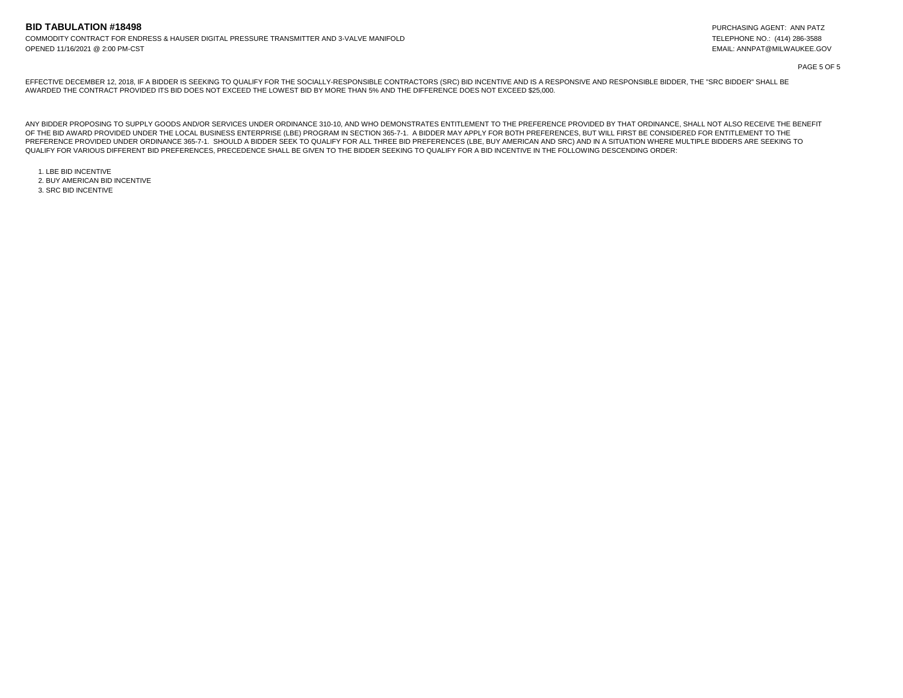**BID TABULATION #18498**

COMMODITY CONTRACT FOR ENDRESS & HAUSER DIGITAL PRESSURE TRANSMITTER AND 3-VALVE MANIFOLD
OPENED 11/16/2021 @ 2:00 PM-CST

PURCHASING AGENT: ANN PATZ
TELEPHONE NO.: (414) 286-3588
EMAIL: ANNPAT@MILWAUKEE.GOV

EFFECTIVE DECEMBER 12, 2018, IF A BIDDER IS SEEKING TO QUALIFY FOR THE SOCIALLY-RESPONSIBLE CONTRACTORS (SRC) BID INCENTIVE AND IS A RESPONSIVE AND RESPONSIBLE BIDDER, THE "SRC BIDDER" SHALL BE AWARDED THE CONTRACT PROVIDED ITS BID DOES NOT EXCEED THE LOWEST BID BY MORE THAN 5% AND THE DIFFERENCE DOES NOT EXCEED $25,000.

ANY BIDDER PROPOSING TO SUPPLY GOODS AND/OR SERVICES UNDER ORDINANCE 310-10, AND WHO DEMONSTRATES ENTITLEMENT TO THE PREFERENCE PROVIDED BY THAT ORDINANCE, SHALL NOT ALSO RECEIVE THE BENEFIT OF THE BID AWARD PROVIDED UNDER THE LOCAL BUSINESS ENTERPRISE (LBE) PROGRAM IN SECTION 365-7-1. A BIDDER MAY APPLY FOR BOTH PREFERENCES, BUT WILL FIRST BE CONSIDERED FOR ENTITLEMENT TO THE PREFERENCE PROVIDED UNDER ORDINANCE 365-7-1. SHOULD A BIDDER SEEK TO QUALIFY FOR ALL THREE BID PREFERENCES (LBE, BUY AMERICAN AND SRC) AND IN A SITUATION WHERE MULTIPLE BIDDERS ARE SEEKING TO QUALIFY FOR VARIOUS DIFFERENT BID PREFERENCES, PRECEDENCE SHALL BE GIVEN TO THE BIDDER SEEKING TO QUALIFY FOR A BID INCENTIVE IN THE FOLLOWING DESCENDING ORDER:

1. LBE BID INCENTIVE
2. BUY AMERICAN BID INCENTIVE
3. SRC BID INCENTIVE